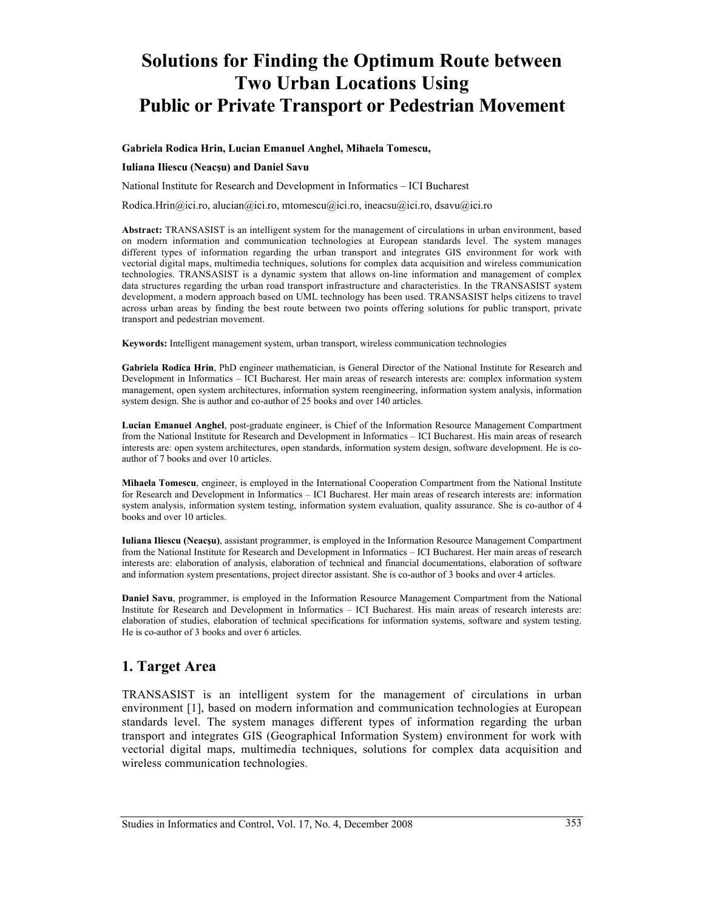# Solutions for Finding the Optimum Route between Two Urban Locations Using Public or Private Transport or Pedestrian Movement

**Gabriela Rodica Hrin, Lucian Emanuel Anghel, Mihaela Tomescu,**

**Iuliana Iliescu (Neacşu) and Daniel Savu**

National Institute for Research and Development in Informatics – ICI Bucharest

Rodica.Hrin@ici.ro, alucian@ici.ro, mtomescu@ici.ro, ineacsu@ici.ro, dsavu@ici.ro

**Abstract:** TRANSASIST is an intelligent system for the management of circulations in urban environment, based on modern information and communication technologies at European standards level. The system manages different types of information regarding the urban transport and integrates GIS environment for work with vectorial digital maps, multimedia techniques, solutions for complex data acquisition and wireless communication technologies. TRANSASIST is a dynamic system that allows on-line information and management of complex data structures regarding the urban road transport infrastructure and characteristics. In the TRANSASIST system development, a modern approach based on UML technology has been used. TRANSASIST helps citizens to travel across urban areas by finding the best route between two points offering solutions for public transport, private transport and pedestrian movement.

**Keywords:** Intelligent management system, urban transport, wireless communication technologies

**Gabriela Rodica Hrin**, PhD engineer mathematician, is General Director of the National Institute for Research and Development in Informatics – ICI Bucharest. Her main areas of research interests are: complex information system management, open system architectures, information system reengineering, information system analysis, information system design. She is author and co-author of 25 books and over 140 articles.

**Lucian Emanuel Anghel**, post-graduate engineer, is Chief of the Information Resource Management Compartment from the National Institute for Research and Development in Informatics – ICI Bucharest. His main areas of research interests are: open system architectures, open standards, information system design, software development. He is co-author of 7 books and over 10 articles.

**Mihaela Tomescu**, engineer, is employed in the International Cooperation Compartment from the National Institute for Research and Development in Informatics – ICI Bucharest. Her main areas of research interests are: information system analysis, information system testing, information system evaluation, quality assurance. She is co-author of 4 books and over 10 articles.

**Iuliana Iliescu (Neacşu)**, assistant programmer, is employed in the Information Resource Management Compartment from the National Institute for Research and Development in Informatics – ICI Bucharest. Her main areas of research interests are: elaboration of analysis, elaboration of technical and financial documentations, elaboration of software and information system presentations, project director assistant. She is co-author of 3 books and over 4 articles.

**Daniel Savu**, programmer, is employed in the Information Resource Management Compartment from the National Institute for Research and Development in Informatics – ICI Bucharest. His main areas of research interests are: elaboration of studies, elaboration of technical specifications for information systems, software and system testing. He is co-author of 3 books and over 6 articles.

## 1. Target Area

TRANSASIST is an intelligent system for the management of circulations in urban environment [1], based on modern information and communication technologies at European standards level. The system manages different types of information regarding the urban transport and integrates GIS (Geographical Information System) environment for work with vectorial digital maps, multimedia techniques, solutions for complex data acquisition and wireless communication technologies.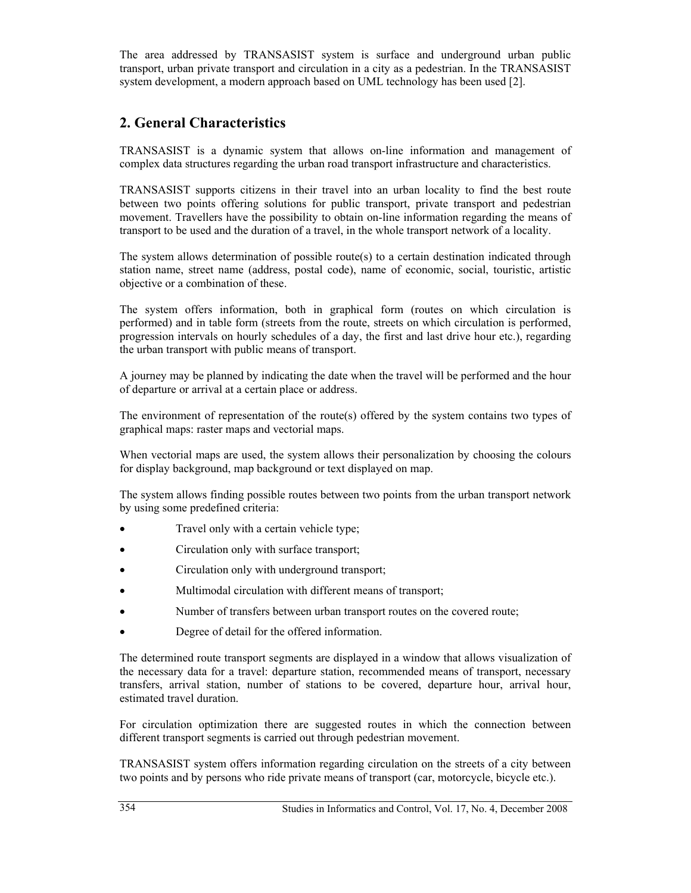The area addressed by TRANSASIST system is surface and underground urban public transport, urban private transport and circulation in a city as a pedestrian. In the TRANSASIST system development, a modern approach based on UML technology has been used [2].

## 2. General Characteristics

TRANSASIST is a dynamic system that allows on-line information and management of complex data structures regarding the urban road transport infrastructure and characteristics.

TRANSASIST supports citizens in their travel into an urban locality to find the best route between two points offering solutions for public transport, private transport and pedestrian movement. Travellers have the possibility to obtain on-line information regarding the means of transport to be used and the duration of a travel, in the whole transport network of a locality.

The system allows determination of possible route(s) to a certain destination indicated through station name, street name (address, postal code), name of economic, social, touristic, artistic objective or a combination of these.

The system offers information, both in graphical form (routes on which circulation is performed) and in table form (streets from the route, streets on which circulation is performed, progression intervals on hourly schedules of a day, the first and last drive hour etc.), regarding the urban transport with public means of transport.

A journey may be planned by indicating the date when the travel will be performed and the hour of departure or arrival at a certain place or address.

The environment of representation of the route(s) offered by the system contains two types of graphical maps: raster maps and vectorial maps.

When vectorial maps are used, the system allows their personalization by choosing the colours for display background, map background or text displayed on map.

The system allows finding possible routes between two points from the urban transport network by using some predefined criteria:

- Travel only with a certain vehicle type;
- Circulation only with surface transport;
- Circulation only with underground transport;
- Multimodal circulation with different means of transport;
- Number of transfers between urban transport routes on the covered route;
- Degree of detail for the offered information.

The determined route transport segments are displayed in a window that allows visualization of the necessary data for a travel: departure station, recommended means of transport, necessary transfers, arrival station, number of stations to be covered, departure hour, arrival hour, estimated travel duration.

For circulation optimization there are suggested routes in which the connection between different transport segments is carried out through pedestrian movement.

TRANSASIST system offers information regarding circulation on the streets of a city between two points and by persons who ride private means of transport (car, motorcycle, bicycle etc.).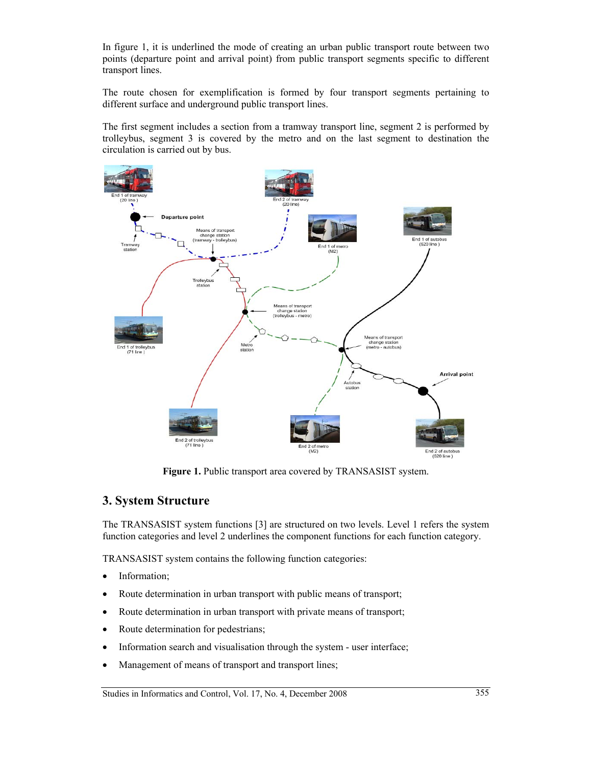In figure 1, it is underlined the mode of creating an urban public transport route between two points (departure point and arrival point) from public transport segments specific to different transport lines.

The route chosen for exemplification is formed by four transport segments pertaining to different surface and underground public transport lines.

The first segment includes a section from a tramway transport line, segment 2 is performed by trolleybus, segment 3 is covered by the metro and on the last segment to destination the circulation is carried out by bus.

**Figure 1.** Public transport area covered by TRANSASIST system.

## 3. System Structure

The TRANSASIST system functions [3] are structured on two levels. Level 1 refers the system function categories and level 2 underlines the component functions for each function category.

TRANSASIST system contains the following function categories:

- Information;
- Route determination in urban transport with public means of transport;
- Route determination in urban transport with private means of transport;
- Route determination for pedestrians;
- Information search and visualisation through the system - user interface;
- Management of means of transport and transport lines;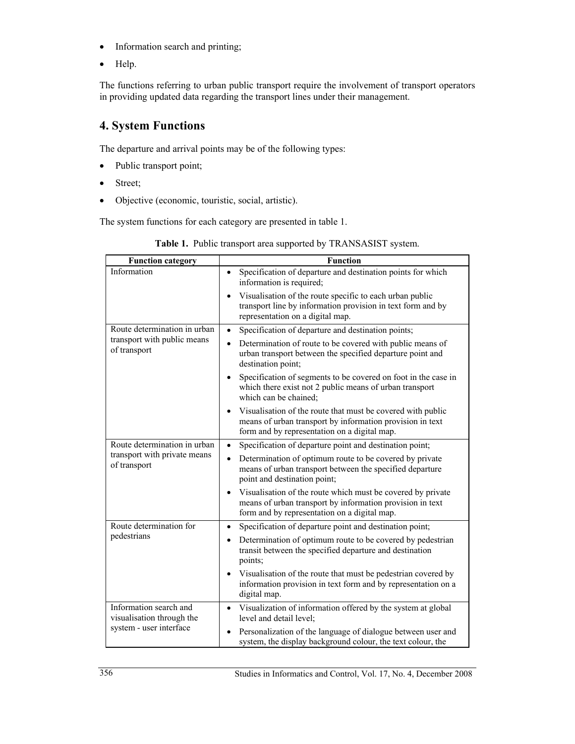- Information search and printing;
- Help.

The functions referring to urban public transport require the involvement of transport operators in providing updated data regarding the transport lines under their management.

## 4. System Functions

The departure and arrival points may be of the following types:

- Public transport point;
- Street;
- Objective (economic, touristic, social, artistic).

The system functions for each category are presented in table 1.

**Table 1.** Public transport area supported by TRANSASIST system.

| Function category | Function |
|---|---|
| Information | • Specification of departure and destination points for which information is required;<br>• Visualisation of the route specific to each urban public transport line by information provision in text form and by representation on a digital map. |
| Route determination in urban transport with public means of transport | • Specification of departure and destination points;<br>• Determination of route to be covered with public means of urban transport between the specified departure point and destination point;<br>• Specification of segments to be covered on foot in the case in which there exist not 2 public means of urban transport which can be chained;<br>• Visualisation of the route that must be covered with public means of urban transport by information provision in text form and by representation on a digital map. |
| Route determination in urban transport with private means of transport | • Specification of departure point and destination point;<br>• Determination of optimum route to be covered by private means of urban transport between the specified departure point and destination point;<br>• Visualisation of the route which must be covered by private means of urban transport by information provision in text form and by representation on a digital map. |
| Route determination for pedestrians | • Specification of departure point and destination point;<br>• Determination of optimum route to be covered by pedestrian transit between the specified departure and destination points;<br>• Visualisation of the route that must be pedestrian covered by information provision in text form and by representation on a digital map. |
| Information search and visualisation through the system - user interface | • Visualization of information offered by the system at global level and detail level;<br>• Personalization of the language of dialogue between user and system, the display background colour, the text colour, the |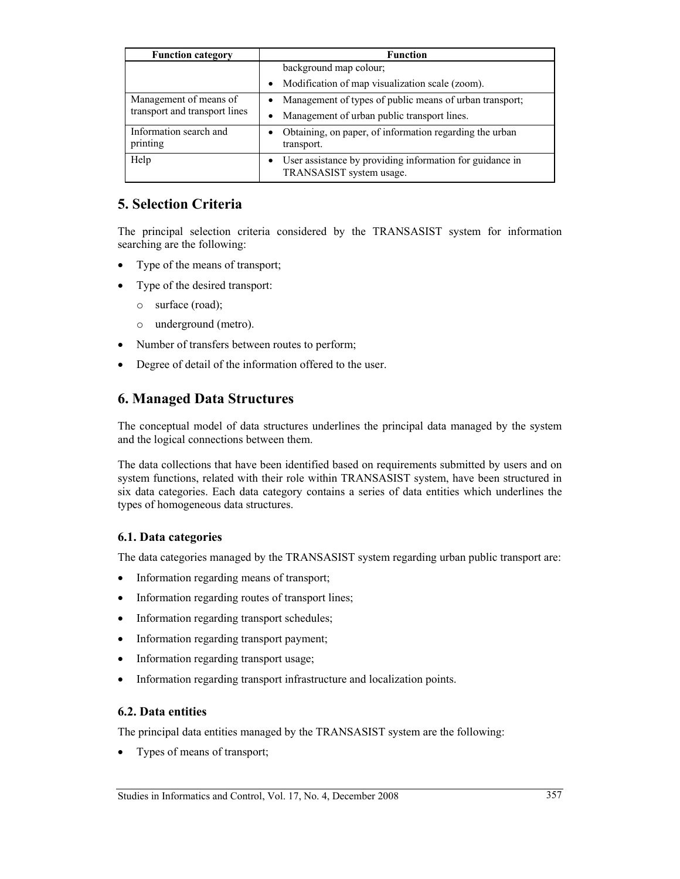| Function category | Function |
| --- | --- |
| | background map colour;<br>• Modification of map visualization scale (zoom). |
| Management of means of transport and transport lines | • Management of types of public means of urban transport;<br>• Management of urban public transport lines. |
| Information search and printing | • Obtaining, on paper, of information regarding the urban transport. |
| Help | • User assistance by providing information for guidance in TRANSASIST system usage. |

## 5. Selection Criteria

The principal selection criteria considered by the TRANSASIST system for information searching are the following:

- Type of the means of transport;
- Type of the desired transport:
  - surface (road);
  - underground (metro).
- Number of transfers between routes to perform;
- Degree of detail of the information offered to the user.

## 6. Managed Data Structures

The conceptual model of data structures underlines the principal data managed by the system and the logical connections between them.

The data collections that have been identified based on requirements submitted by users and on system functions, related with their role within TRANSASIST system, have been structured in six data categories. Each data category contains a series of data entities which underlines the types of homogeneous data structures.

### 6.1. Data categories

The data categories managed by the TRANSASIST system regarding urban public transport are:

- Information regarding means of transport;
- Information regarding routes of transport lines;
- Information regarding transport schedules;
- Information regarding transport payment;
- Information regarding transport usage;
- Information regarding transport infrastructure and localization points.

### 6.2. Data entities

The principal data entities managed by the TRANSASIST system are the following:

- Types of means of transport;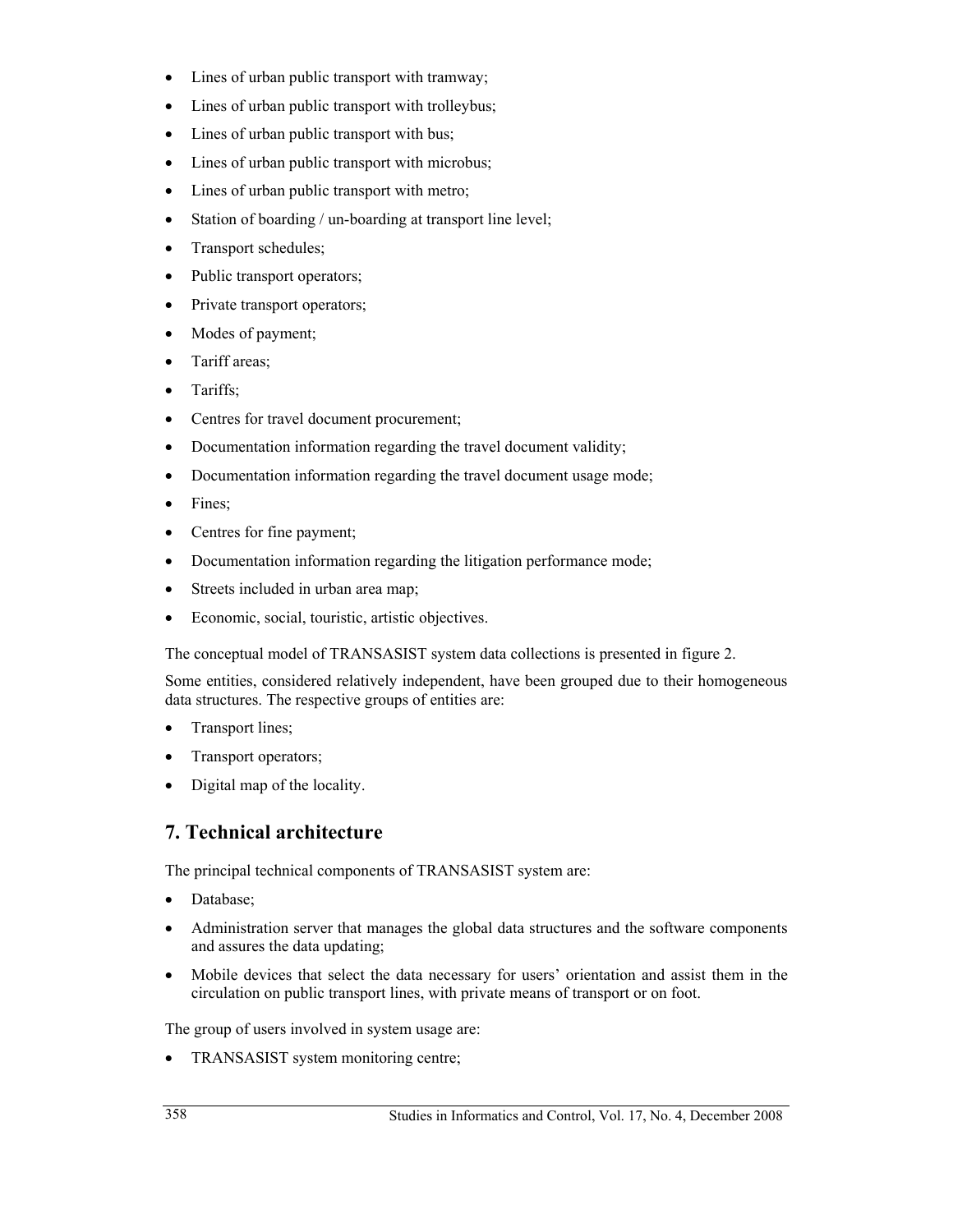- Lines of urban public transport with tramway;
- Lines of urban public transport with trolleybus;
- Lines of urban public transport with bus;
- Lines of urban public transport with microbus;
- Lines of urban public transport with metro;
- Station of boarding / un-boarding at transport line level;
- Transport schedules;
- Public transport operators;
- Private transport operators;
- Modes of payment;
- Tariff areas;
- Tariffs;
- Centres for travel document procurement;
- Documentation information regarding the travel document validity;
- Documentation information regarding the travel document usage mode;
- Fines;
- Centres for fine payment;
- Documentation information regarding the litigation performance mode;
- Streets included in urban area map;
- Economic, social, touristic, artistic objectives.

The conceptual model of TRANSASIST system data collections is presented in figure 2.

Some entities, considered relatively independent, have been grouped due to their homogeneous data structures. The respective groups of entities are:

- Transport lines;
- Transport operators;
- Digital map of the locality.

## 7. Technical architecture

The principal technical components of TRANSASIST system are:

- Database;
- Administration server that manages the global data structures and the software components and assures the data updating;
- Mobile devices that select the data necessary for users' orientation and assist them in the circulation on public transport lines, with private means of transport or on foot.

The group of users involved in system usage are:

- TRANSASIST system monitoring centre;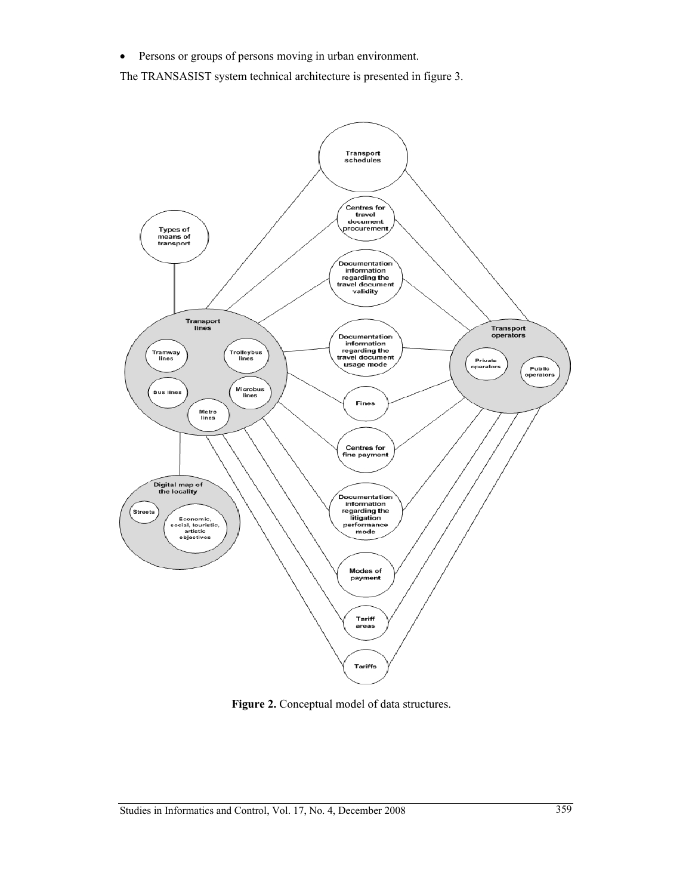- Persons or groups of persons moving in urban environment.

The TRANSASIST system technical architecture is presented in figure 3.

**Figure 2.** Conceptual model of data structures.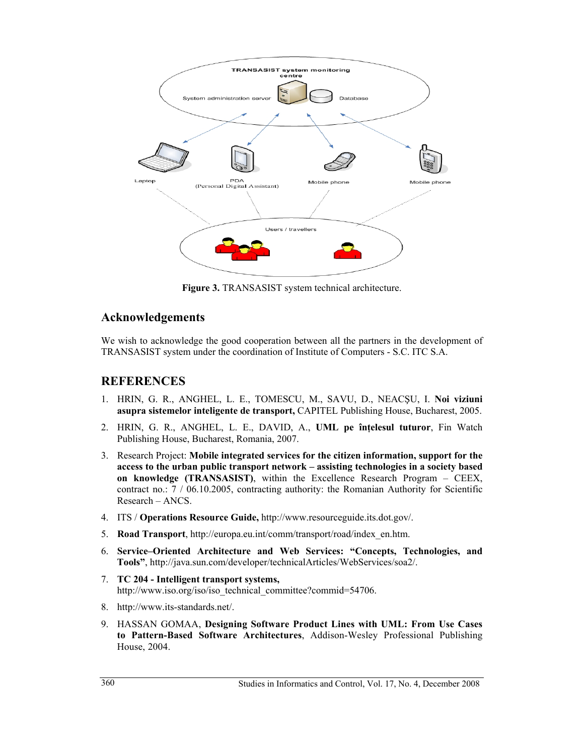TRANSASIST system monitoring centre

System administration server

Database

Laptop

PDA
(Personal Digital Assistant)

Mobile phone

Mobile phone

Users / travellers

**Figure 3.** TRANSASIST system technical architecture.

## Acknowledgements

We wish to acknowledge the good cooperation between all the partners in the development of TRANSASIST system under the coordination of Institute of Computers - S.C. ITC S.A.

## REFERENCES

1. HRIN, G. R., ANGHEL, L. E., TOMESCU, M., SAVU, D., NEACŞU, I. **Noi viziuni asupra sistemelor inteligente de transport,** CAPITEL Publishing House, Bucharest, 2005.
2. HRIN, G. R., ANGHEL, L. E., DAVID, A., **UML pe înțelesul tuturor**, Fin Watch Publishing House, Bucharest, Romania, 2007.
3. Research Project: **Mobile integrated services for the citizen information, support for the access to the urban public transport network – assisting technologies in a society based on knowledge (TRANSASIST)**, within the Excellence Research Program – CEEX, contract no.: 7 / 06.10.2005, contracting authority: the Romanian Authority for Scientific Research – ANCS.
4. ITS / **Operations Resource Guide,** http://www.resourceguide.its.dot.gov/.
5. **Road Transport**, http://europa.eu.int/comm/transport/road/index_en.htm.
6. **Service–Oriented Architecture and Web Services: "Concepts, Technologies, and Tools"**, http://java.sun.com/developer/technicalArticles/WebServices/soa2/.
7. **TC 204 - Intelligent transport systems,** http://www.iso.org/iso/iso_technical_committee?commid=54706.
8. http://www.its-standards.net/.
9. HASSAN GOMAA, **Designing Software Product Lines with UML: From Use Cases to Pattern-Based Software Architectures**, Addison-Wesley Professional Publishing House, 2004.